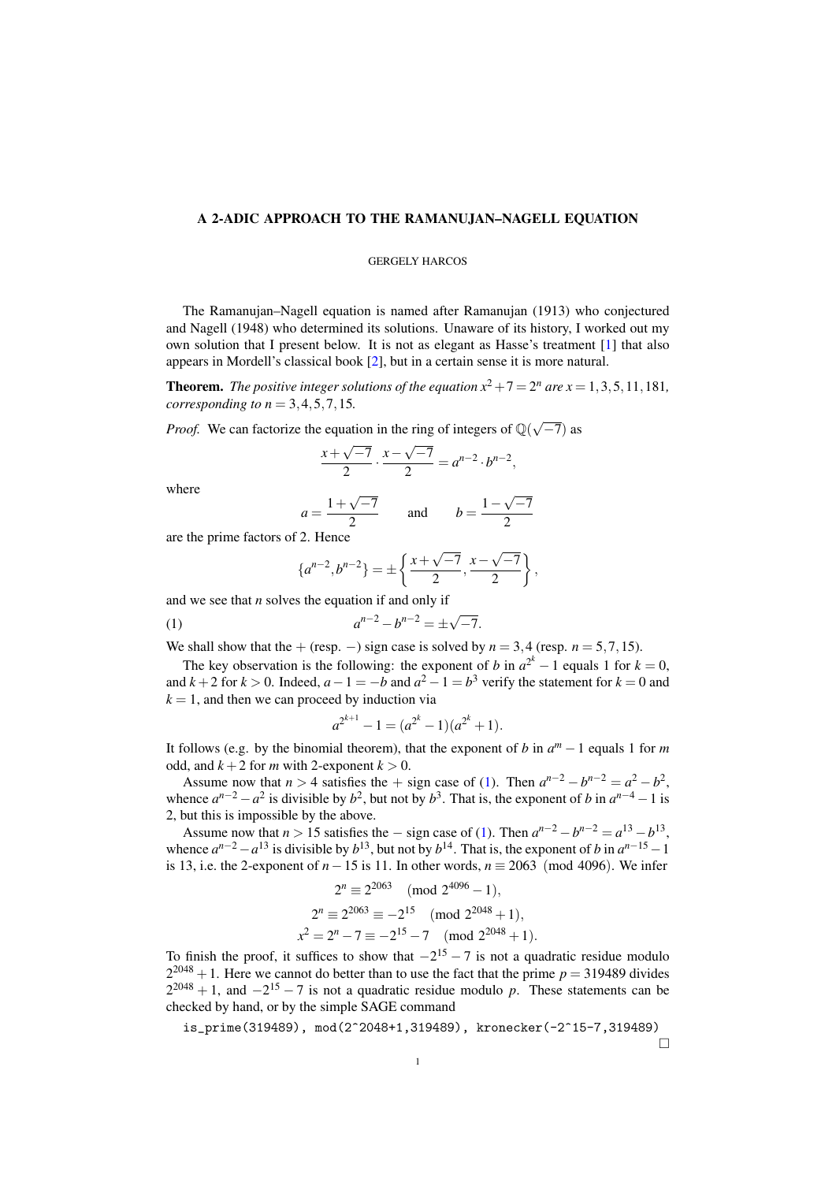# A 2-ADIC APPROACH TO THE RAMANUJAN–NAGELL EQUATION

GERGELY HARCOS

The Ramanujan–Nagell equation is named after Ramanujan (1913) who conjectured and Nagell (1948) who determined its solutions. Unaware of its history, I worked out my own solution that I present below. It is not as elegant as Hasse's treatment [1] that also appears in Mordell's classical book [2], but in a certain sense it is more natural.

**Theorem.** *The positive integer solutions of the equation $x^2+7=2^n$ are $x=1,3,5,11,181$, corresponding to $n=3,4,5,7,15$.*

*Proof.* We can factorize the equation in the ring of integers of $\mathbb{Q}(\sqrt{-7})$ as

$$\frac{x+\sqrt{-7}}{2}\cdot\frac{x-\sqrt{-7}}{2}=a^{n-2}\cdot b^{n-2},$$

where

$$a=\frac{1+\sqrt{-7}}{2}\qquad\text{and}\qquad b=\frac{1-\sqrt{-7}}{2}$$

are the prime factors of 2. Hence

$$\{a^{n-2},b^{n-2}\}=\pm\left\{\frac{x+\sqrt{-7}}{2},\frac{x-\sqrt{-7}}{2}\right\},$$

and we see that $n$ solves the equation if and only if

$$a^{n-2}-b^{n-2}=\pm\sqrt{-7}. \tag{1}$$

We shall show that the $+$ (resp. $-$) sign case is solved by $n=3,4$ (resp. $n=5,7,15$).

The key observation is the following: the exponent of $b$ in $a^{2^k}-1$ equals 1 for $k=0$, and $k+2$ for $k>0$. Indeed, $a-1=-b$ and $a^2-1=b^3$ verify the statement for $k=0$ and $k=1$, and then we can proceed by induction via

$$a^{2^{k+1}}-1=(a^{2^k}-1)(a^{2^k}+1).$$

It follows (e.g. by the binomial theorem), that the exponent of $b$ in $a^m-1$ equals 1 for $m$ odd, and $k+2$ for $m$ with 2-exponent $k>0$.

Assume now that $n>4$ satisfies the $+$ sign case of (1). Then $a^{n-2}-b^{n-2}=a^2-b^2$, whence $a^{n-2}-a^2$ is divisible by $b^2$, but not by $b^3$. That is, the exponent of $b$ in $a^{n-4}-1$ is 2, but this is impossible by the above.

Assume now that $n>15$ satisfies the $-$ sign case of (1). Then $a^{n-2}-b^{n-2}=a^{13}-b^{13}$, whence $a^{n-2}-a^{13}$ is divisible by $b^{13}$, but not by $b^{14}$. That is, the exponent of $b$ in $a^{n-15}-1$ is 13, i.e. the 2-exponent of $n-15$ is 11. In other words, $n\equiv 2063 \pmod{4096}$. We infer

$$2^n\equiv 2^{2063}\pmod{2^{4096}-1},$$
$$2^n\equiv 2^{2063}\equiv -2^{15}\pmod{2^{2048}+1},$$
$$x^2=2^n-7\equiv -2^{15}-7\pmod{2^{2048}+1}.$$

To finish the proof, it suffices to show that $-2^{15}-7$ is not a quadratic residue modulo $2^{2048}+1$. Here we cannot do better than to use the fact that the prime $p=319489$ divides $2^{2048}+1$, and $-2^{15}-7$ is not a quadratic residue modulo $p$. These statements can be checked by hand, or by the simple SAGE command

```
is_prime(319489), mod(2^2048+1,319489), kronecker(-2^15-7,319489)
```

□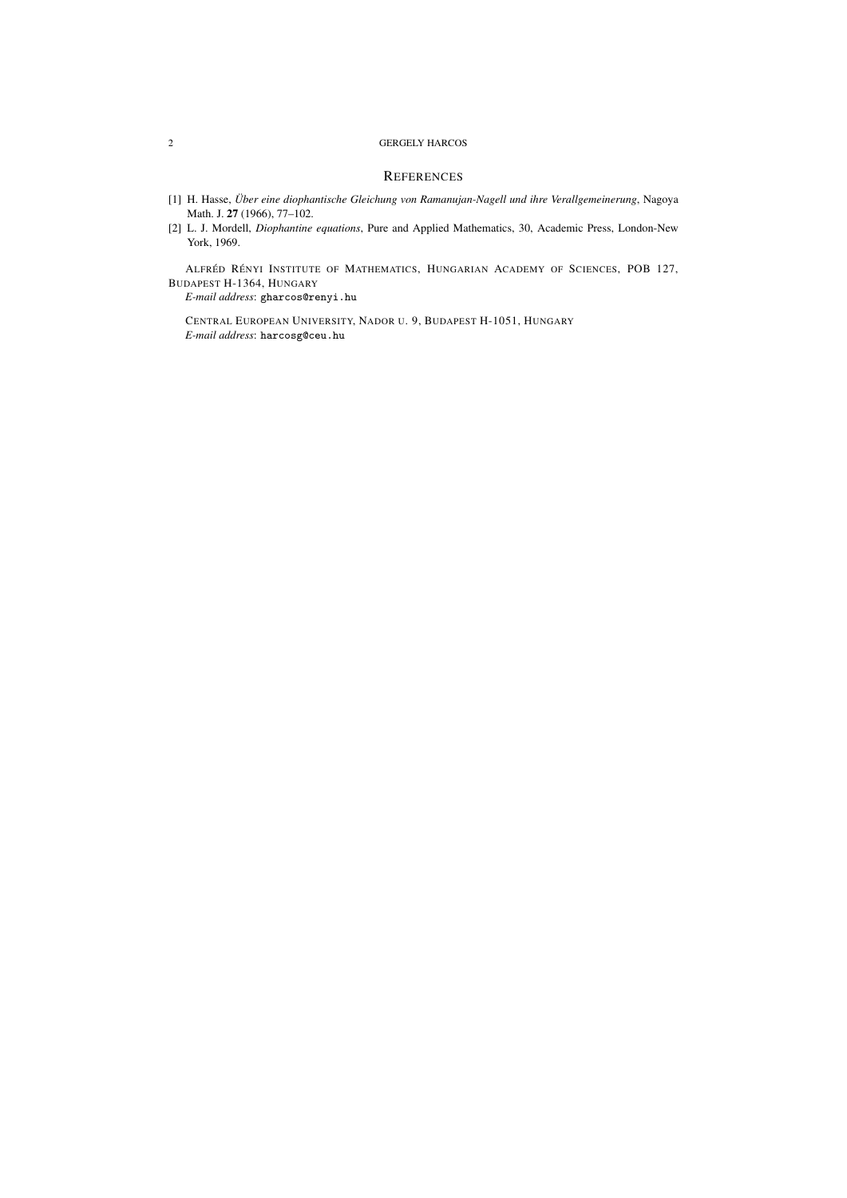## References

[1] H. Hasse, *Über eine diophantische Gleichung von Ramanujan-Nagell und ihre Verallgemeinerung*, Nagoya Math. J. **27** (1966), 77–102.

[2] L. J. Mordell, *Diophantine equations*, Pure and Applied Mathematics, 30, Academic Press, London-New York, 1969.

Alfréd Rényi Institute of Mathematics, Hungarian Academy of Sciences, POB 127, Budapest H-1364, Hungary
*E-mail address*: gharcos@renyi.hu

Central European University, Nador u. 9, Budapest H-1051, Hungary
*E-mail address*: harcosg@ceu.hu